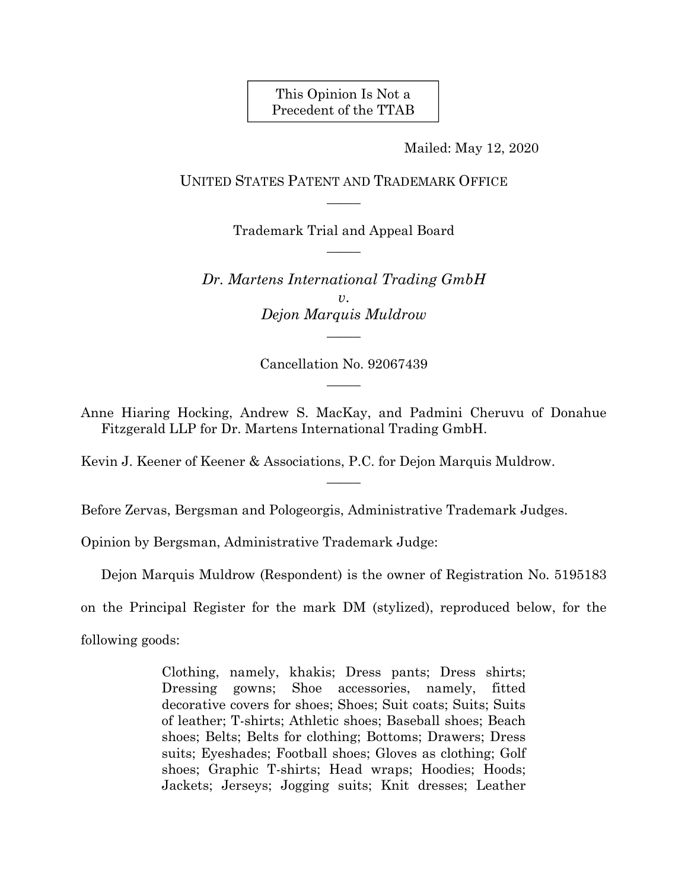This Opinion Is Not a Precedent of the TTAB

Mailed: May 12, 2020

UNITED STATES PATENT AND TRADEMARK OFFICE

Trademark Trial and Appeal Board

*Dr. Martens International Trading GmbH*
*v.*
*Dejon Marquis Muldrow*

Cancellation No. 92067439

Anne Hiaring Hocking, Andrew S. MacKay, and Padmini Cheruvu of Donahue Fitzgerald LLP for Dr. Martens International Trading GmbH.

Kevin J. Keener of Keener & Associations, P.C. for Dejon Marquis Muldrow.

Before Zervas, Bergsman and Pologeorgis, Administrative Trademark Judges.

Opinion by Bergsman, Administrative Trademark Judge:

Dejon Marquis Muldrow (Respondent) is the owner of Registration No. 5195183 on the Principal Register for the mark DM (stylized), reproduced below, for the following goods:

> Clothing, namely, khakis; Dress pants; Dress shirts; Dressing gowns; Shoe accessories, namely, fitted decorative covers for shoes; Shoes; Suit coats; Suits; Suits of leather; T-shirts; Athletic shoes; Baseball shoes; Beach shoes; Belts; Belts for clothing; Bottoms; Drawers; Dress suits; Eyeshades; Football shoes; Gloves as clothing; Golf shoes; Graphic T-shirts; Head wraps; Hoodies; Hoods; Jackets; Jerseys; Jogging suits; Knit dresses; Leather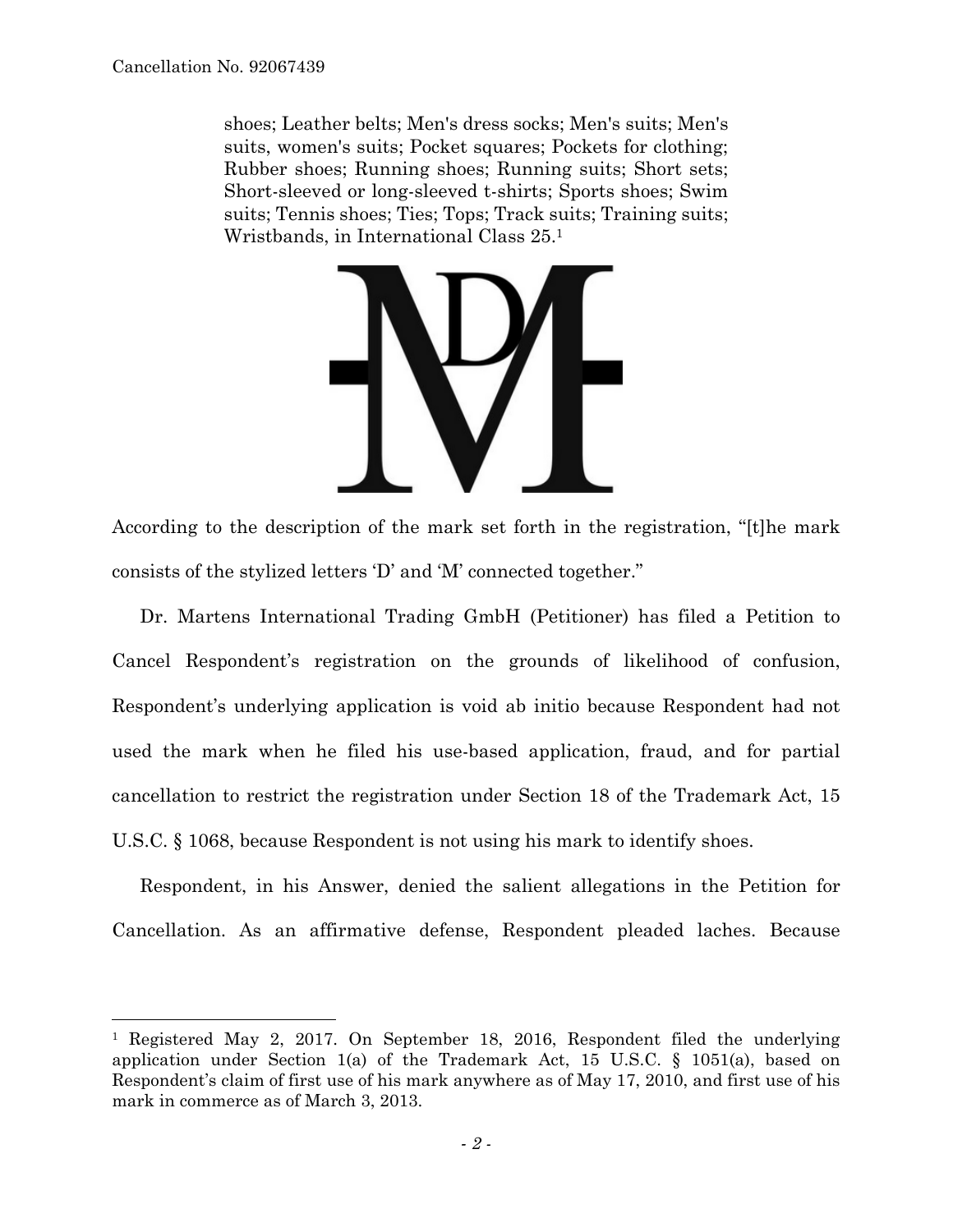shoes; Leather belts; Men's dress socks; Men's suits; Men's suits, women's suits; Pocket squares; Pockets for clothing; Rubber shoes; Running shoes; Running suits; Short sets; Short-sleeved or long-sleeved t-shirts; Sports shoes; Swim suits; Tennis shoes; Ties; Tops; Track suits; Training suits; Wristbands, in International Class 25.[1]

According to the description of the mark set forth in the registration, "[t]he mark consists of the stylized letters 'D' and 'M' connected together."

Dr. Martens International Trading GmbH (Petitioner) has filed a Petition to Cancel Respondent's registration on the grounds of likelihood of confusion, Respondent's underlying application is void ab initio because Respondent had not used the mark when he filed his use-based application, fraud, and for partial cancellation to restrict the registration under Section 18 of the Trademark Act, 15 U.S.C. § 1068, because Respondent is not using his mark to identify shoes.

Respondent, in his Answer, denied the salient allegations in the Petition for Cancellation. As an affirmative defense, Respondent pleaded laches. Because

---

[1] Registered May 2, 2017. On September 18, 2016, Respondent filed the underlying application under Section 1(a) of the Trademark Act, 15 U.S.C. § 1051(a), based on Respondent's claim of first use of his mark anywhere as of May 17, 2010, and first use of his mark in commerce as of March 3, 2013.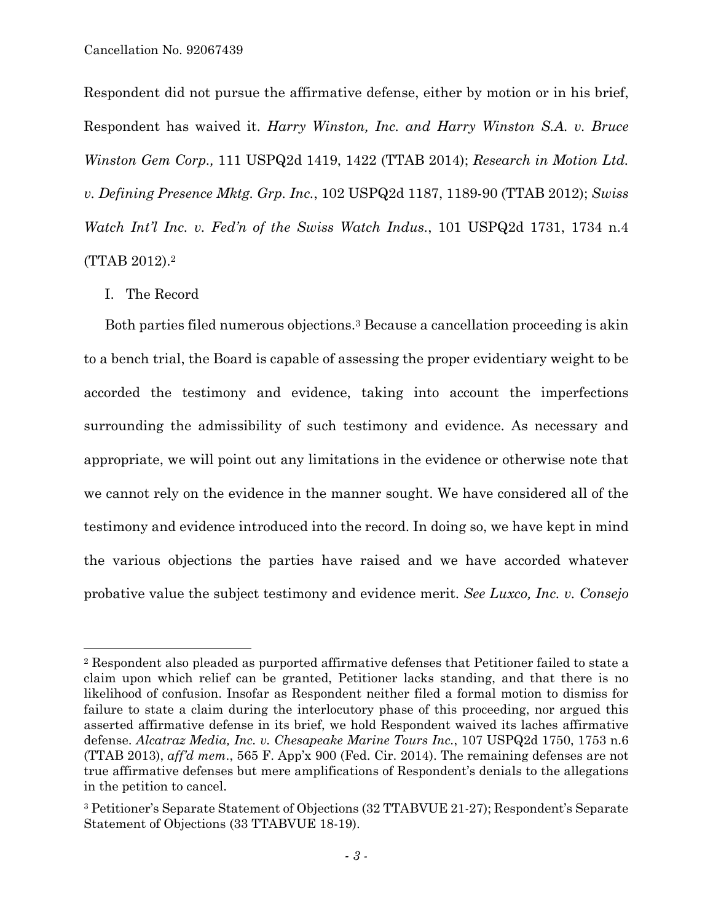Respondent did not pursue the affirmative defense, either by motion or in his brief, Respondent has waived it. *Harry Winston, Inc. and Harry Winston S.A. v. Bruce Winston Gem Corp.,* 111 USPQ2d 1419, 1422 (TTAB 2014); *Research in Motion Ltd. v. Defining Presence Mktg. Grp. Inc.*, 102 USPQ2d 1187, 1189-90 (TTAB 2012); *Swiss Watch Int'l Inc. v. Fed'n of the Swiss Watch Indus.*, 101 USPQ2d 1731, 1734 n.4 (TTAB 2012).[2]

I. The Record

Both parties filed numerous objections.[3] Because a cancellation proceeding is akin to a bench trial, the Board is capable of assessing the proper evidentiary weight to be accorded the testimony and evidence, taking into account the imperfections surrounding the admissibility of such testimony and evidence. As necessary and appropriate, we will point out any limitations in the evidence or otherwise note that we cannot rely on the evidence in the manner sought. We have considered all of the testimony and evidence introduced into the record. In doing so, we have kept in mind the various objections the parties have raised and we have accorded whatever probative value the subject testimony and evidence merit. *See Luxco, Inc. v. Consejo*

---

[2] Respondent also pleaded as purported affirmative defenses that Petitioner failed to state a claim upon which relief can be granted, Petitioner lacks standing, and that there is no likelihood of confusion. Insofar as Respondent neither filed a formal motion to dismiss for failure to state a claim during the interlocutory phase of this proceeding, nor argued this asserted affirmative defense in its brief, we hold Respondent waived its laches affirmative defense. *Alcatraz Media, Inc. v. Chesapeake Marine Tours Inc.*, 107 USPQ2d 1750, 1753 n.6 (TTAB 2013), *aff'd mem*., 565 F. App'x 900 (Fed. Cir. 2014). The remaining defenses are not true affirmative defenses but mere amplifications of Respondent's denials to the allegations in the petition to cancel.

[3] Petitioner's Separate Statement of Objections (32 TTABVUE 21-27); Respondent's Separate Statement of Objections (33 TTABVUE 18-19).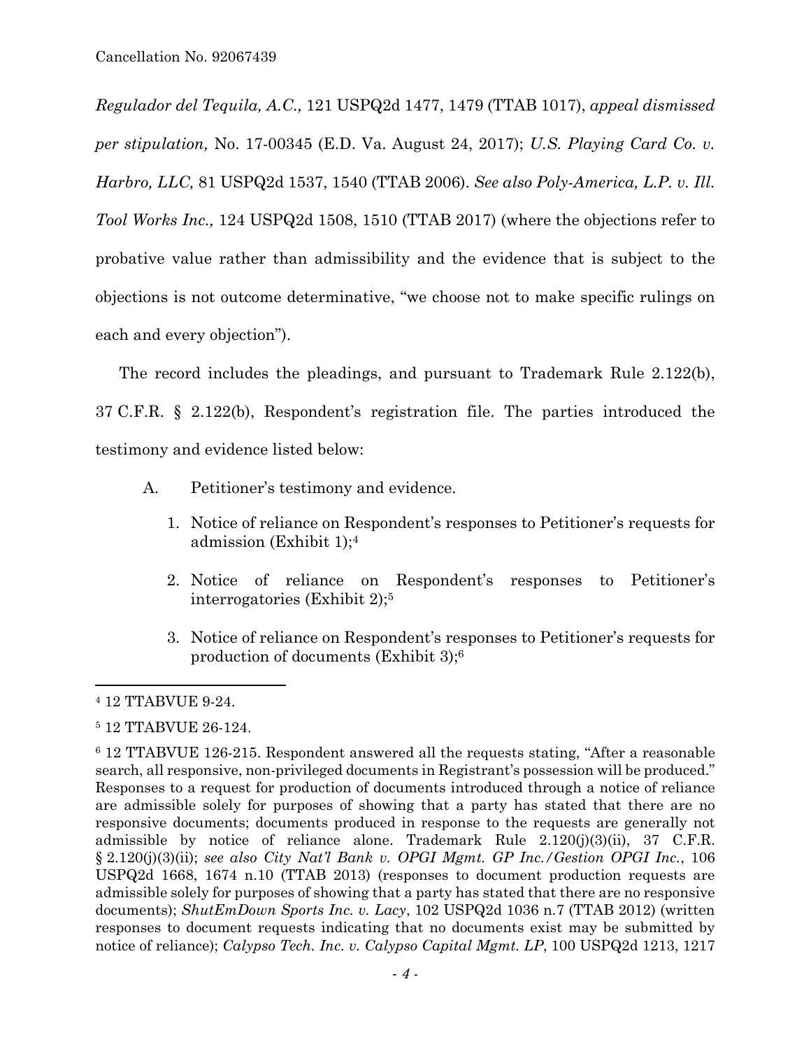*Regulador del Tequila, A.C.,* 121 USPQ2d 1477, 1479 (TTAB 1017), *appeal dismissed per stipulation,* No. 17-00345 (E.D. Va. August 24, 2017); *U.S. Playing Card Co. v. Harbro, LLC,* 81 USPQ2d 1537, 1540 (TTAB 2006). *See also Poly-America, L.P. v. Ill. Tool Works Inc.,* 124 USPQ2d 1508, 1510 (TTAB 2017) (where the objections refer to probative value rather than admissibility and the evidence that is subject to the objections is not outcome determinative, "we choose not to make specific rulings on each and every objection").

The record includes the pleadings, and pursuant to Trademark Rule 2.122(b), 37 C.F.R. § 2.122(b), Respondent's registration file. The parties introduced the testimony and evidence listed below:

A. Petitioner's testimony and evidence.

1. Notice of reliance on Respondent's responses to Petitioner's requests for admission (Exhibit 1);[4]

2. Notice of reliance on Respondent's responses to Petitioner's interrogatories (Exhibit 2);[5]

3. Notice of reliance on Respondent's responses to Petitioner's requests for production of documents (Exhibit 3);[6]

---

[4] 12 TTABVUE 9-24.

[5] 12 TTABVUE 26-124.

[6] 12 TTABVUE 126-215. Respondent answered all the requests stating, "After a reasonable search, all responsive, non-privileged documents in Registrant's possession will be produced." Responses to a request for production of documents introduced through a notice of reliance are admissible solely for purposes of showing that a party has stated that there are no responsive documents; documents produced in response to the requests are generally not admissible by notice of reliance alone. Trademark Rule 2.120(j)(3)(ii), 37 C.F.R. § 2.120(j)(3)(ii); *see also City Nat'l Bank v. OPGI Mgmt. GP Inc./Gestion OPGI Inc.*, 106 USPQ2d 1668, 1674 n.10 (TTAB 2013) (responses to document production requests are admissible solely for purposes of showing that a party has stated that there are no responsive documents); *ShutEmDown Sports Inc. v. Lacy*, 102 USPQ2d 1036 n.7 (TTAB 2012) (written responses to document requests indicating that no documents exist may be submitted by notice of reliance); *Calypso Tech. Inc. v. Calypso Capital Mgmt. LP*, 100 USPQ2d 1213, 1217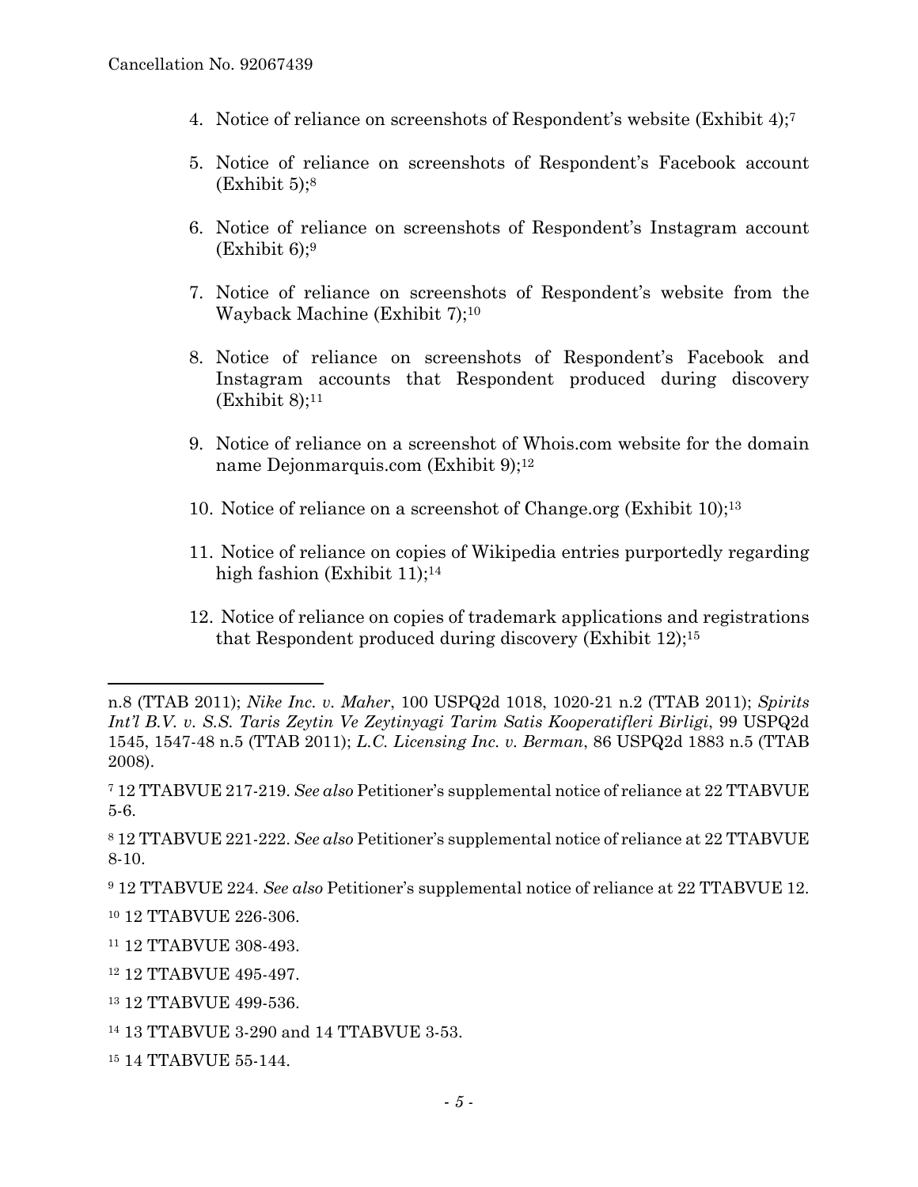4. Notice of reliance on screenshots of Respondent's website (Exhibit 4);[7]

5. Notice of reliance on screenshots of Respondent's Facebook account (Exhibit 5);[8]

6. Notice of reliance on screenshots of Respondent's Instagram account (Exhibit 6);[9]

7. Notice of reliance on screenshots of Respondent's website from the Wayback Machine (Exhibit 7);[10]

8. Notice of reliance on screenshots of Respondent's Facebook and Instagram accounts that Respondent produced during discovery (Exhibit 8);[11]

9. Notice of reliance on a screenshot of Whois.com website for the domain name Dejonmarquis.com (Exhibit 9);[12]

10. Notice of reliance on a screenshot of Change.org (Exhibit 10);[13]

11. Notice of reliance on copies of Wikipedia entries purportedly regarding high fashion (Exhibit 11);[14]

12. Notice of reliance on copies of trademark applications and registrations that Respondent produced during discovery (Exhibit 12);[15]

---

n.8 (TTAB 2011); *Nike Inc. v. Maher*, 100 USPQ2d 1018, 1020-21 n.2 (TTAB 2011); *Spirits Int'l B.V. v. S.S. Taris Zeytin Ve Zeytinyagi Tarim Satis Kooperatifleri Birligi*, 99 USPQ2d 1545, 1547-48 n.5 (TTAB 2011); *L.C. Licensing Inc. v. Berman*, 86 USPQ2d 1883 n.5 (TTAB 2008).

[7] 12 TTABVUE 217-219. *See also* Petitioner's supplemental notice of reliance at 22 TTABVUE 5-6.

[8] 12 TTABVUE 221-222. *See also* Petitioner's supplemental notice of reliance at 22 TTABVUE 8-10.

[9] 12 TTABVUE 224. *See also* Petitioner's supplemental notice of reliance at 22 TTABVUE 12.

[10] 12 TTABVUE 226-306.

[11] 12 TTABVUE 308-493.

[12] 12 TTABVUE 495-497.

[13] 12 TTABVUE 499-536.

[14] 13 TTABVUE 3-290 and 14 TTABVUE 3-53.

[15] 14 TTABVUE 55-144.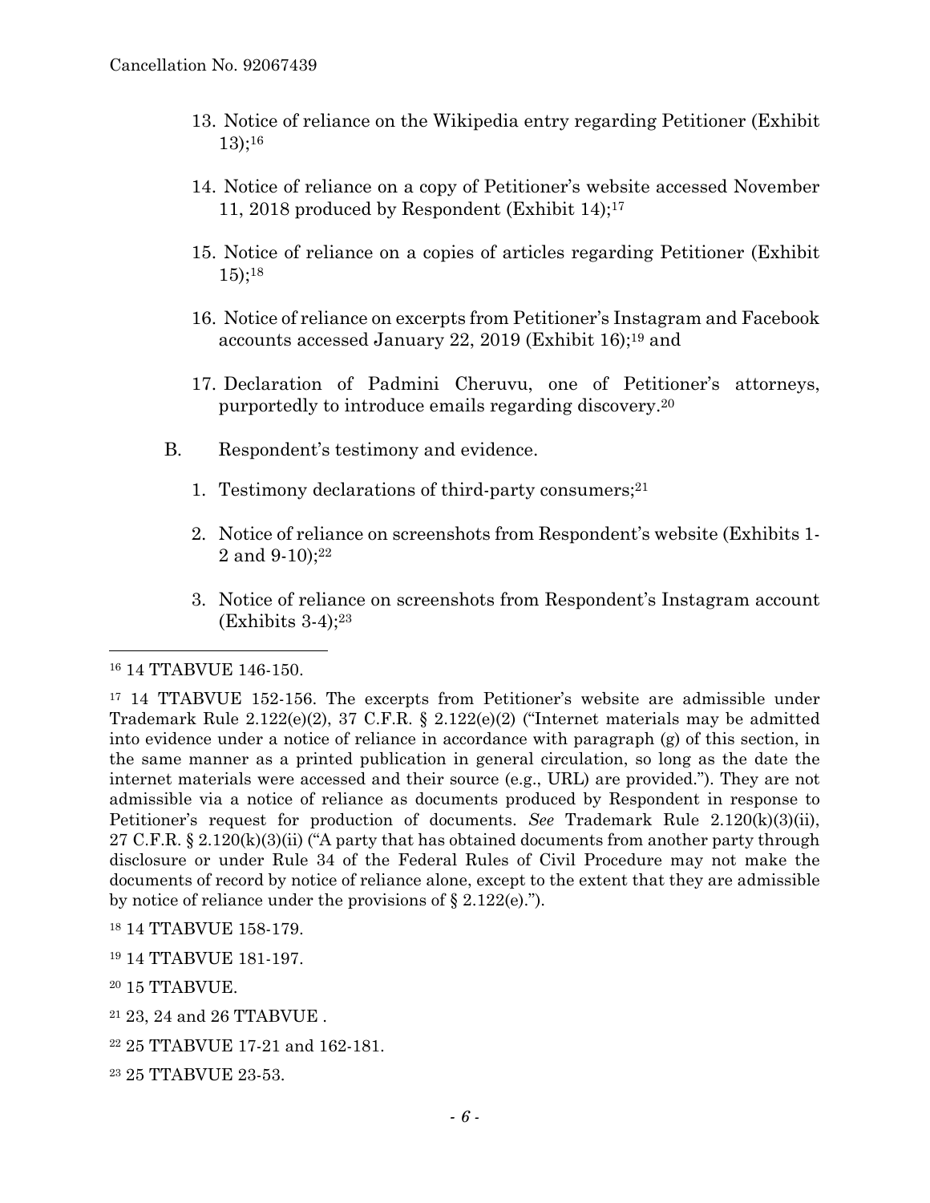13. Notice of reliance on the Wikipedia entry regarding Petitioner (Exhibit 13);[16]

14. Notice of reliance on a copy of Petitioner's website accessed November 11, 2018 produced by Respondent (Exhibit 14);[17]

15. Notice of reliance on a copies of articles regarding Petitioner (Exhibit 15);[18]

16. Notice of reliance on excerpts from Petitioner's Instagram and Facebook accounts accessed January 22, 2019 (Exhibit 16);[19] and

17. Declaration of Padmini Cheruvu, one of Petitioner's attorneys, purportedly to introduce emails regarding discovery.[20]

B. Respondent's testimony and evidence.

1. Testimony declarations of third-party consumers;[21]

2. Notice of reliance on screenshots from Respondent's website (Exhibits 1-2 and 9-10);[22]

3. Notice of reliance on screenshots from Respondent's Instagram account (Exhibits 3-4);[23]

---

[16] 14 TTABVUE 146-150.

[17] 14 TTABVUE 152-156. The excerpts from Petitioner's website are admissible under Trademark Rule 2.122(e)(2), 37 C.F.R. § 2.122(e)(2) ("Internet materials may be admitted into evidence under a notice of reliance in accordance with paragraph (g) of this section, in the same manner as a printed publication in general circulation, so long as the date the internet materials were accessed and their source (e.g., URL) are provided."). They are not admissible via a notice of reliance as documents produced by Respondent in response to Petitioner's request for production of documents. *See* Trademark Rule 2.120(k)(3)(ii), 27 C.F.R. § 2.120(k)(3)(ii) ("A party that has obtained documents from another party through disclosure or under Rule 34 of the Federal Rules of Civil Procedure may not make the documents of record by notice of reliance alone, except to the extent that they are admissible by notice of reliance under the provisions of § 2.122(e).").

[18] 14 TTABVUE 158-179.

[19] 14 TTABVUE 181-197.

[20] 15 TTABVUE.

[21] 23, 24 and 26 TTABVUE .

[22] 25 TTABVUE 17-21 and 162-181.

[23] 25 TTABVUE 23-53.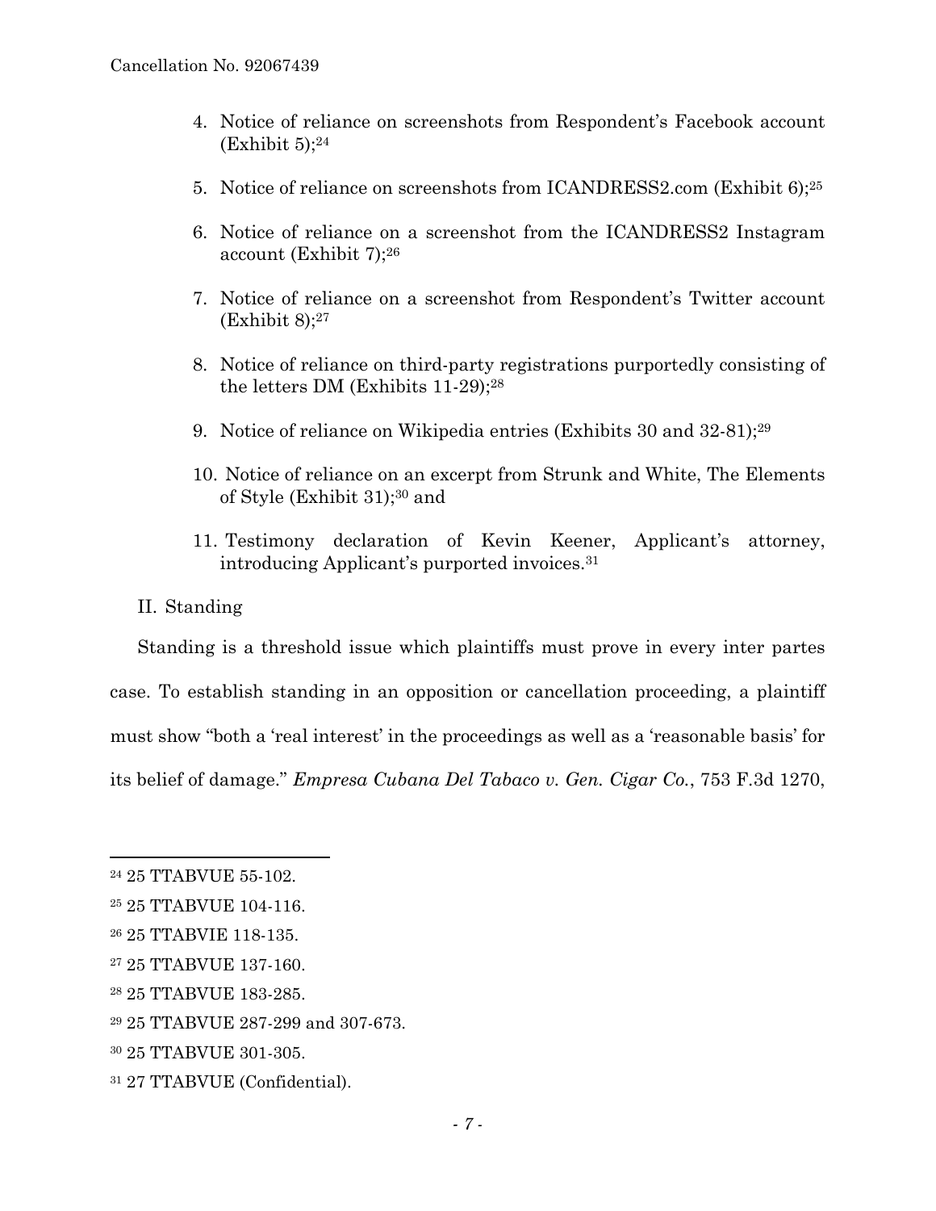4. Notice of reliance on screenshots from Respondent's Facebook account (Exhibit 5);[24]

5. Notice of reliance on screenshots from ICANDRESS2.com (Exhibit 6);[25]

6. Notice of reliance on a screenshot from the ICANDRESS2 Instagram account (Exhibit 7);[26]

7. Notice of reliance on a screenshot from Respondent's Twitter account (Exhibit 8);[27]

8. Notice of reliance on third-party registrations purportedly consisting of the letters DM (Exhibits 11-29);[28]

9. Notice of reliance on Wikipedia entries (Exhibits 30 and 32-81);[29]

10. Notice of reliance on an excerpt from Strunk and White, The Elements of Style (Exhibit 31);[30] and

11. Testimony declaration of Kevin Keener, Applicant's attorney, introducing Applicant's purported invoices.[31]

## II. Standing

Standing is a threshold issue which plaintiffs must prove in every inter partes case. To establish standing in an opposition or cancellation proceeding, a plaintiff must show "both a 'real interest' in the proceedings as well as a 'reasonable basis' for its belief of damage." *Empresa Cubana Del Tabaco v. Gen. Cigar Co.*, 753 F.3d 1270,

---

[24] 25 TTABVUE 55-102.

[25] 25 TTABVUE 104-116.

[26] 25 TTABVIE 118-135.

[27] 25 TTABVUE 137-160.

[28] 25 TTABVUE 183-285.

[29] 25 TTABVUE 287-299 and 307-673.

[30] 25 TTABVUE 301-305.

[31] 27 TTABVUE (Confidential).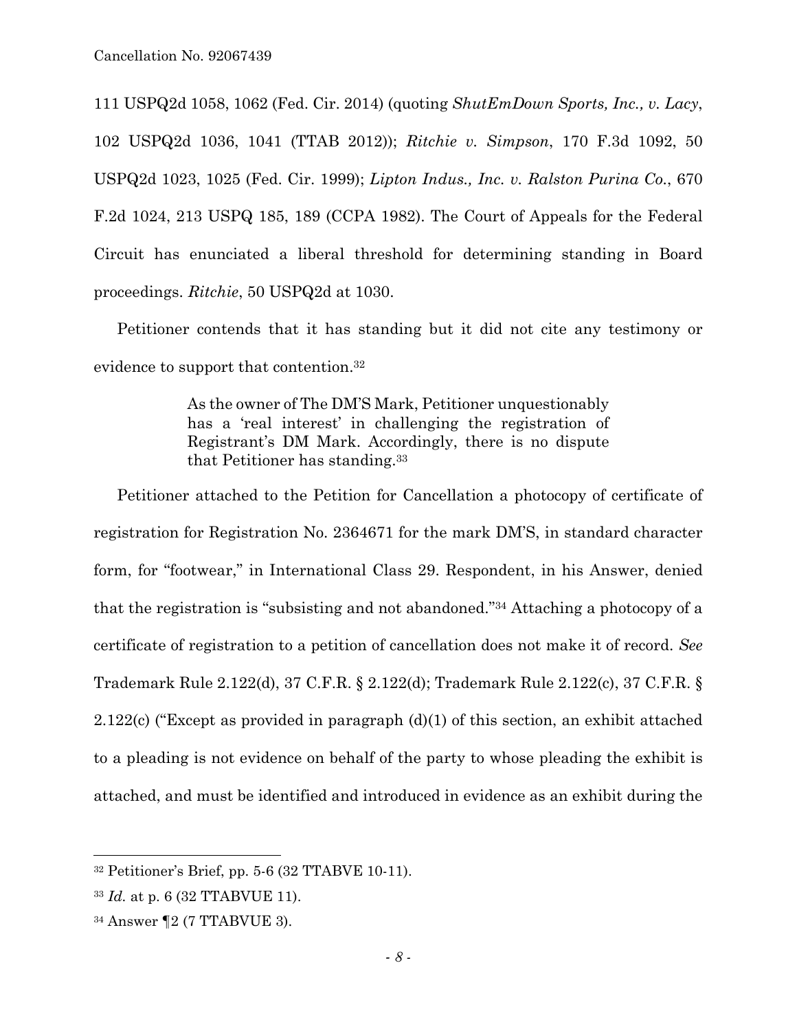111 USPQ2d 1058, 1062 (Fed. Cir. 2014) (quoting *ShutEmDown Sports, Inc., v. Lacy*, 102 USPQ2d 1036, 1041 (TTAB 2012)); *Ritchie v. Simpson*, 170 F.3d 1092, 50 USPQ2d 1023, 1025 (Fed. Cir. 1999); *Lipton Indus., Inc. v. Ralston Purina Co.*, 670 F.2d 1024, 213 USPQ 185, 189 (CCPA 1982). The Court of Appeals for the Federal Circuit has enunciated a liberal threshold for determining standing in Board proceedings. *Ritchie*, 50 USPQ2d at 1030.

Petitioner contends that it has standing but it did not cite any testimony or evidence to support that contention.[32]

> As the owner of The DM'S Mark, Petitioner unquestionably has a 'real interest' in challenging the registration of Registrant's DM Mark. Accordingly, there is no dispute that Petitioner has standing.[33]

Petitioner attached to the Petition for Cancellation a photocopy of certificate of registration for Registration No. 2364671 for the mark DM'S, in standard character form, for "footwear," in International Class 29. Respondent, in his Answer, denied that the registration is "subsisting and not abandoned."[34] Attaching a photocopy of a certificate of registration to a petition of cancellation does not make it of record. *See* Trademark Rule 2.122(d), 37 C.F.R. § 2.122(d); Trademark Rule 2.122(c), 37 C.F.R. § 2.122(c) ("Except as provided in paragraph (d)(1) of this section, an exhibit attached to a pleading is not evidence on behalf of the party to whose pleading the exhibit is attached, and must be identified and introduced in evidence as an exhibit during the

---

[32] Petitioner's Brief, pp. 5-6 (32 TTABVE 10-11).

[33] *Id.* at p. 6 (32 TTABVUE 11).

[34] Answer ¶2 (7 TTABVUE 3).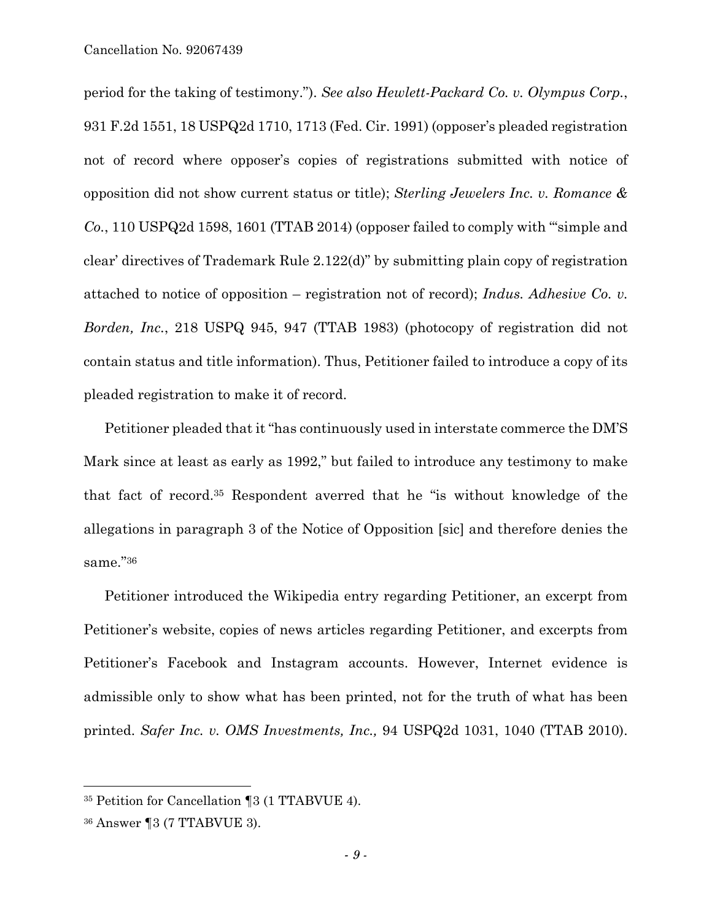period for the taking of testimony."). *See also Hewlett-Packard Co. v. Olympus Corp.*, 931 F.2d 1551, 18 USPQ2d 1710, 1713 (Fed. Cir. 1991) (opposer's pleaded registration not of record where opposer's copies of registrations submitted with notice of opposition did not show current status or title); *Sterling Jewelers Inc. v. Romance & Co.*, 110 USPQ2d 1598, 1601 (TTAB 2014) (opposer failed to comply with "'simple and clear' directives of Trademark Rule 2.122(d)" by submitting plain copy of registration attached to notice of opposition – registration not of record); *Indus. Adhesive Co. v. Borden, Inc.*, 218 USPQ 945, 947 (TTAB 1983) (photocopy of registration did not contain status and title information). Thus, Petitioner failed to introduce a copy of its pleaded registration to make it of record.

Petitioner pleaded that it "has continuously used in interstate commerce the DM'S Mark since at least as early as 1992," but failed to introduce any testimony to make that fact of record.[35] Respondent averred that he "is without knowledge of the allegations in paragraph 3 of the Notice of Opposition [sic] and therefore denies the same."[36]

Petitioner introduced the Wikipedia entry regarding Petitioner, an excerpt from Petitioner's website, copies of news articles regarding Petitioner, and excerpts from Petitioner's Facebook and Instagram accounts. However, Internet evidence is admissible only to show what has been printed, not for the truth of what has been printed. *Safer Inc. v. OMS Investments, Inc.,* 94 USPQ2d 1031, 1040 (TTAB 2010).

---

[35] Petition for Cancellation ¶3 (1 TTABVUE 4).

[36] Answer ¶3 (7 TTABVUE 3).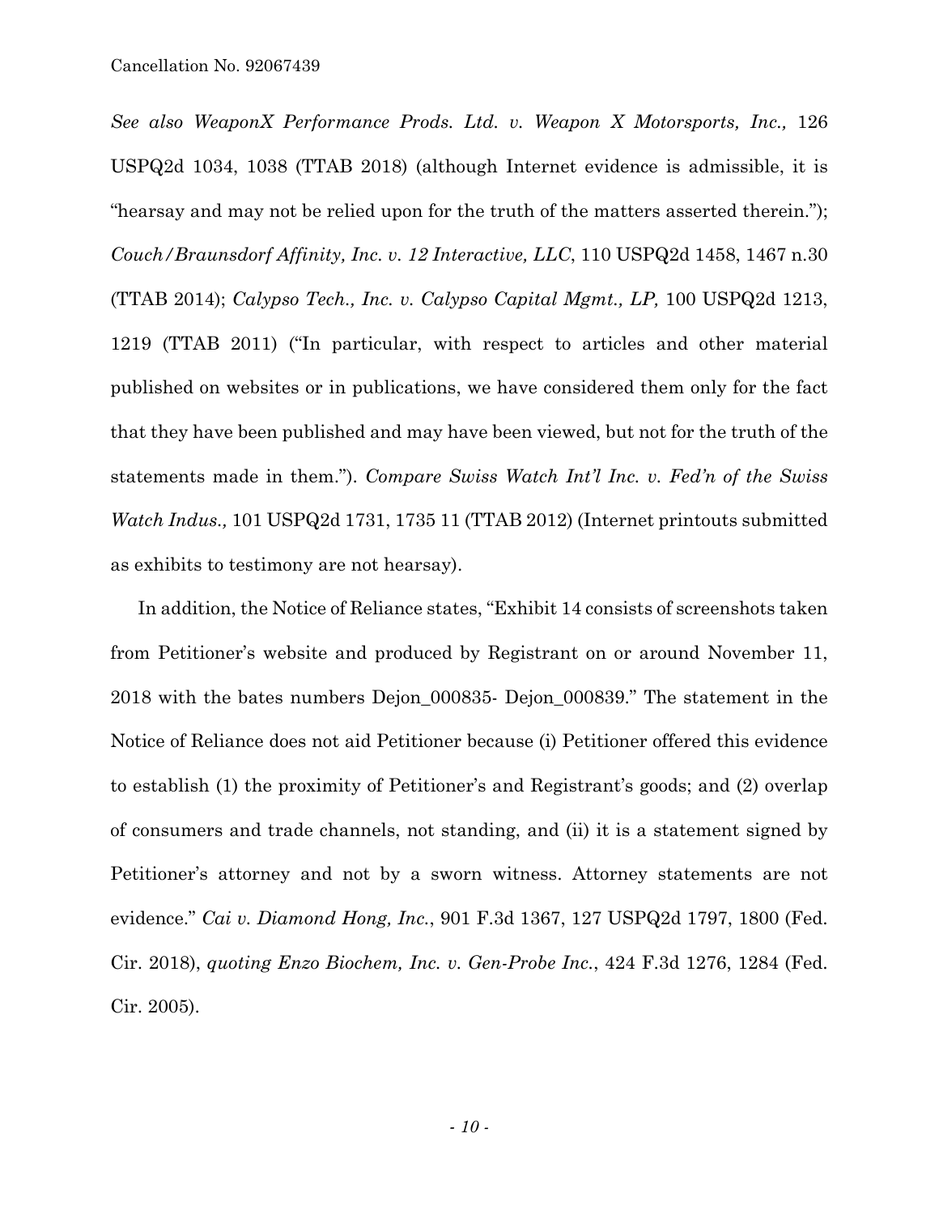*See also WeaponX Performance Prods. Ltd. v. Weapon X Motorsports, Inc.,* 126 USPQ2d 1034, 1038 (TTAB 2018) (although Internet evidence is admissible, it is "hearsay and may not be relied upon for the truth of the matters asserted therein."); *Couch/Braunsdorf Affinity, Inc. v. 12 Interactive, LLC*, 110 USPQ2d 1458, 1467 n.30 (TTAB 2014); *Calypso Tech., Inc. v. Calypso Capital Mgmt., LP,* 100 USPQ2d 1213, 1219 (TTAB 2011) ("In particular, with respect to articles and other material published on websites or in publications, we have considered them only for the fact that they have been published and may have been viewed, but not for the truth of the statements made in them."). *Compare Swiss Watch Int'l Inc. v. Fed'n of the Swiss Watch Indus.,* 101 USPQ2d 1731, 1735 11 (TTAB 2012) (Internet printouts submitted as exhibits to testimony are not hearsay).

In addition, the Notice of Reliance states, "Exhibit 14 consists of screenshots taken from Petitioner's website and produced by Registrant on or around November 11, 2018 with the bates numbers Dejon_000835- Dejon_000839." The statement in the Notice of Reliance does not aid Petitioner because (i) Petitioner offered this evidence to establish (1) the proximity of Petitioner's and Registrant's goods; and (2) overlap of consumers and trade channels, not standing, and (ii) it is a statement signed by Petitioner's attorney and not by a sworn witness. Attorney statements are not evidence." *Cai v. Diamond Hong, Inc.*, 901 F.3d 1367, 127 USPQ2d 1797, 1800 (Fed. Cir. 2018), *quoting Enzo Biochem, Inc. v. Gen-Probe Inc.*, 424 F.3d 1276, 1284 (Fed. Cir. 2005).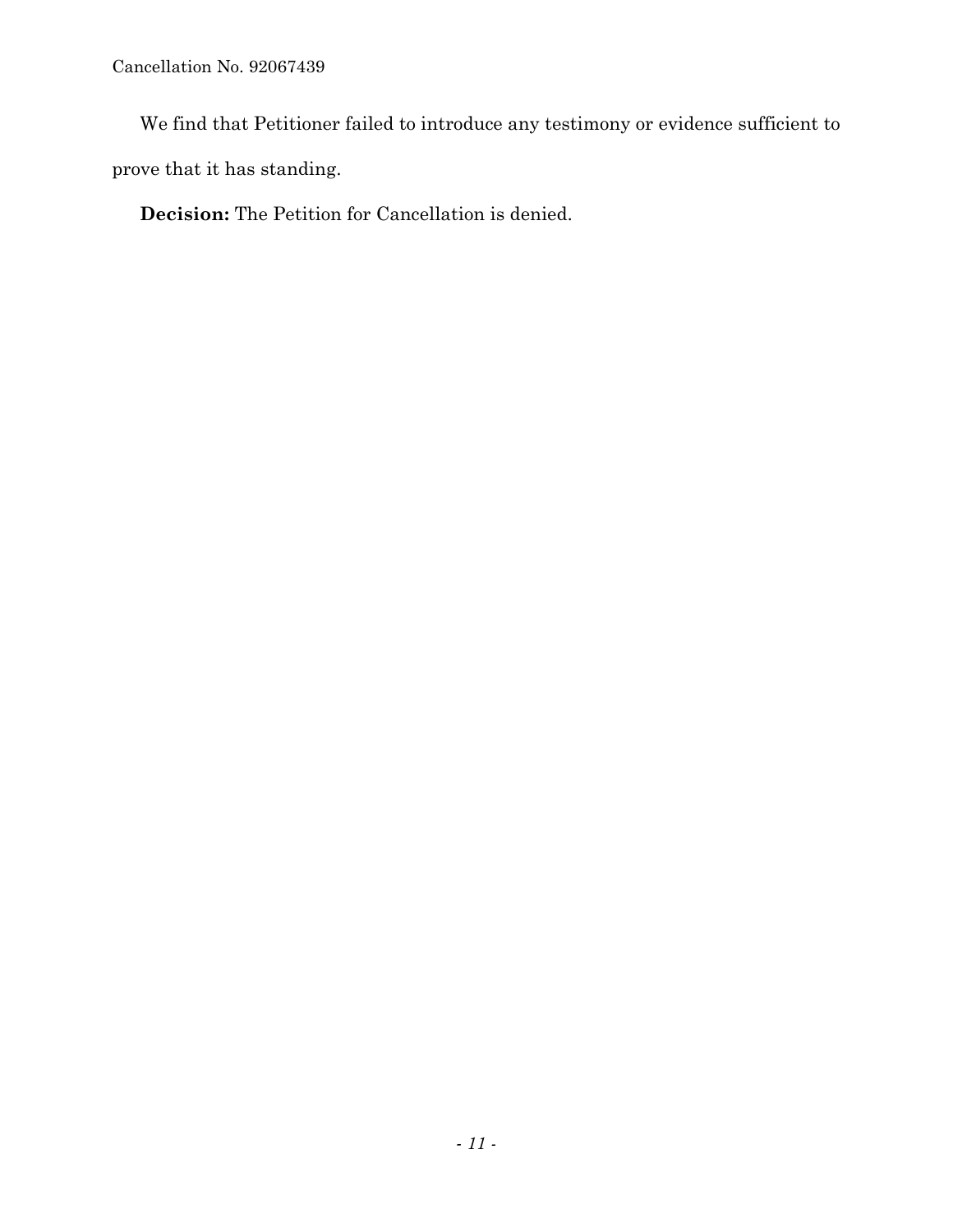We find that Petitioner failed to introduce any testimony or evidence sufficient to prove that it has standing.

**Decision:** The Petition for Cancellation is denied.